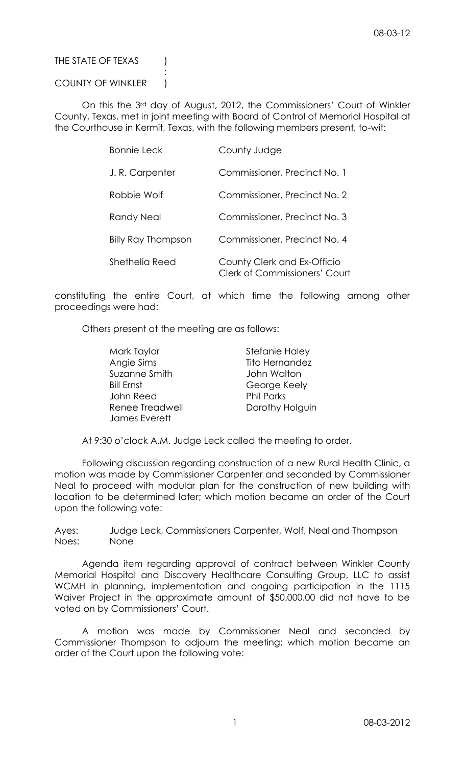THE STATE OF TEXAS )
:
COUNTY OF WINKLER )

On this the 3rd day of August, 2012, the Commissioners' Court of Winkler County, Texas, met in joint meeting with Board of Control of Memorial Hospital at the Courthouse in Kermit, Texas, with the following members present, to-wit:

| | |
|---|---|
| Bonnie Leck | County Judge |
| J. R. Carpenter | Commissioner, Precinct No. 1 |
| Robbie Wolf | Commissioner, Precinct No. 2 |
| Randy Neal | Commissioner, Precinct No. 3 |
| Billy Ray Thompson | Commissioner, Precinct No. 4 |
| Shethelia Reed | County Clerk and Ex-Officio Clerk of Commissioners' Court |

constituting the entire Court, at which time the following among other proceedings were had:

Others present at the meeting are as follows:

| | |
|---|---|
| Mark Taylor | Stefanie Haley |
| Angie Sims | Tito Hernandez |
| Suzanne Smith | John Walton |
| Bill Ernst | George Keely |
| John Reed | Phil Parks |
| Renee Treadwell | Dorothy Holguin |
| James Everett | |

At 9:30 o'clock A.M. Judge Leck called the meeting to order.

Following discussion regarding construction of a new Rural Health Clinic, a motion was made by Commissioner Carpenter and seconded by Commissioner Neal to proceed with modular plan for the construction of new building with location to be determined later; which motion became an order of the Court upon the following vote:

Ayes: Judge Leck, Commissioners Carpenter, Wolf, Neal and Thompson
Noes: None

Agenda item regarding approval of contract between Winkler County Memorial Hospital and Discovery Healthcare Consulting Group, LLC to assist WCMH in planning, implementation and ongoing participation in the 1115 Waiver Project in the approximate amount of $50,000.00 did not have to be voted on by Commissioners' Court.

A motion was made by Commissioner Neal and seconded by Commissioner Thompson to adjourn the meeting; which motion became an order of the Court upon the following vote: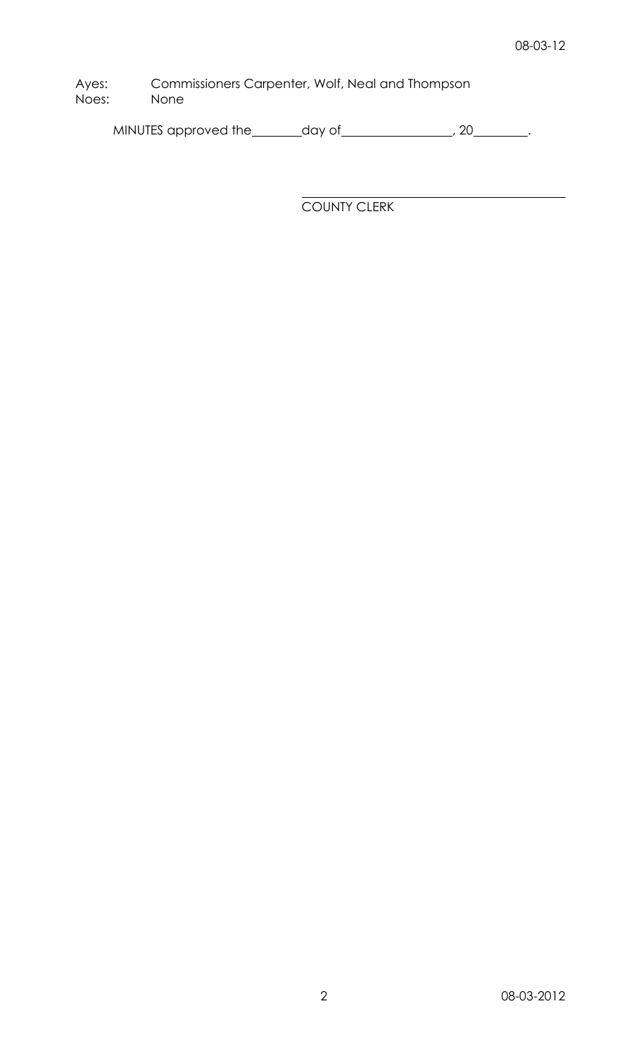Ayes: Commissioners Carpenter, Wolf, Neal and Thompson
Noes: None

MINUTES approved the\_\_\_\_\_\_\_day of\_\_\_\_\_\_\_\_\_\_\_\_\_\_\_\_, 20\_\_\_\_\_\_\_\_.

\_\_\_\_\_\_\_\_\_\_\_\_\_\_\_\_\_\_\_\_\_\_\_\_\_\_\_\_\_\_\_\_\_\_\_\_\_\_\_\_

COUNTY CLERK